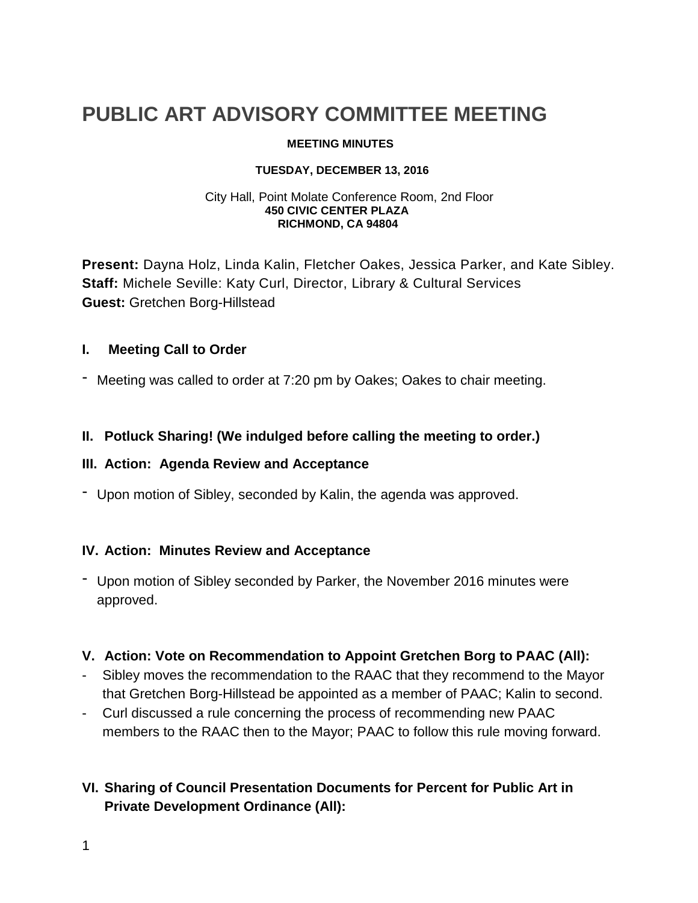# PUBLIC ART ADVISORY COMMITTEE MEETING

**MEETING MINUTES**

**TUESDAY, DECEMBER 13, 2016**

City Hall, Point Molate Conference Room, 2nd Floor
**450 CIVIC CENTER PLAZA**
**RICHMOND, CA 94804**

**Present:** Dayna Holz, Linda Kalin, Fletcher Oakes, Jessica Parker, and Kate Sibley.
**Staff:** Michele Seville: Katy Curl, Director, Library & Cultural Services
**Guest:** Gretchen Borg-Hillstead

**I. Meeting Call to Order**

- Meeting was called to order at 7:20 pm by Oakes; Oakes to chair meeting.

**II. Potluck Sharing! (We indulged before calling the meeting to order.)**

**III. Action: Agenda Review and Acceptance**

- Upon motion of Sibley, seconded by Kalin, the agenda was approved.

**IV. Action: Minutes Review and Acceptance**

- Upon motion of Sibley seconded by Parker, the November 2016 minutes were approved.

**V. Action: Vote on Recommendation to Appoint Gretchen Borg to PAAC (All):**

- Sibley moves the recommendation to the RAAC that they recommend to the Mayor that Gretchen Borg-Hillstead be appointed as a member of PAAC; Kalin to second.
- Curl discussed a rule concerning the process of recommending new PAAC members to the RAAC then to the Mayor; PAAC to follow this rule moving forward.

**VI. Sharing of Council Presentation Documents for Percent for Public Art in Private Development Ordinance (All):**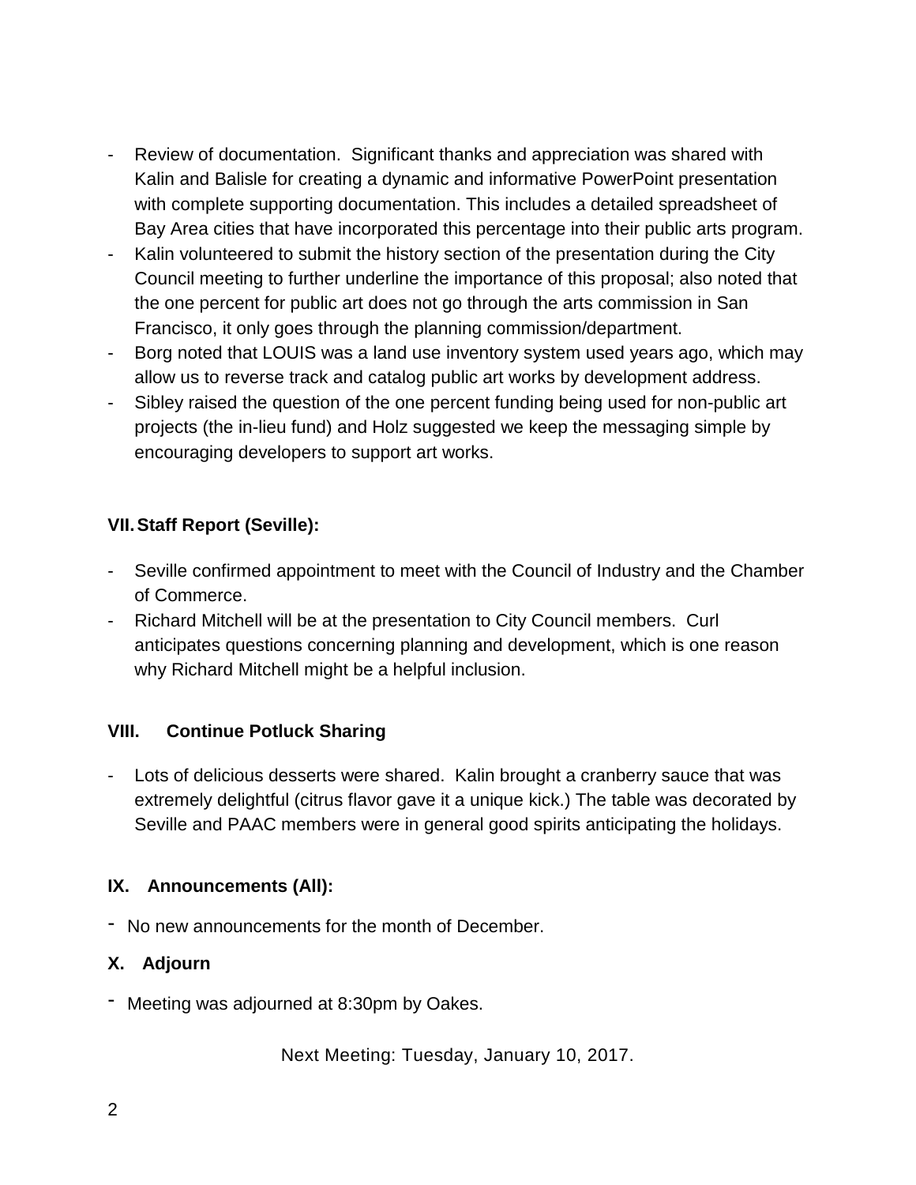- Review of documentation. Significant thanks and appreciation was shared with Kalin and Balisle for creating a dynamic and informative PowerPoint presentation with complete supporting documentation. This includes a detailed spreadsheet of Bay Area cities that have incorporated this percentage into their public arts program.
- Kalin volunteered to submit the history section of the presentation during the City Council meeting to further underline the importance of this proposal; also noted that the one percent for public art does not go through the arts commission in San Francisco, it only goes through the planning commission/department.
- Borg noted that LOUIS was a land use inventory system used years ago, which may allow us to reverse track and catalog public art works by development address.
- Sibley raised the question of the one percent funding being used for non-public art projects (the in-lieu fund) and Holz suggested we keep the messaging simple by encouraging developers to support art works.

**VII. Staff Report (Seville):**

- Seville confirmed appointment to meet with the Council of Industry and the Chamber of Commerce.
- Richard Mitchell will be at the presentation to City Council members. Curl anticipates questions concerning planning and development, which is one reason why Richard Mitchell might be a helpful inclusion.

**VIII. Continue Potluck Sharing**

- Lots of delicious desserts were shared. Kalin brought a cranberry sauce that was extremely delightful (citrus flavor gave it a unique kick.) The table was decorated by Seville and PAAC members were in general good spirits anticipating the holidays.

**IX. Announcements (All):**

- No new announcements for the month of December.

**X. Adjourn**

- Meeting was adjourned at 8:30pm by Oakes.

Next Meeting: Tuesday, January 10, 2017.